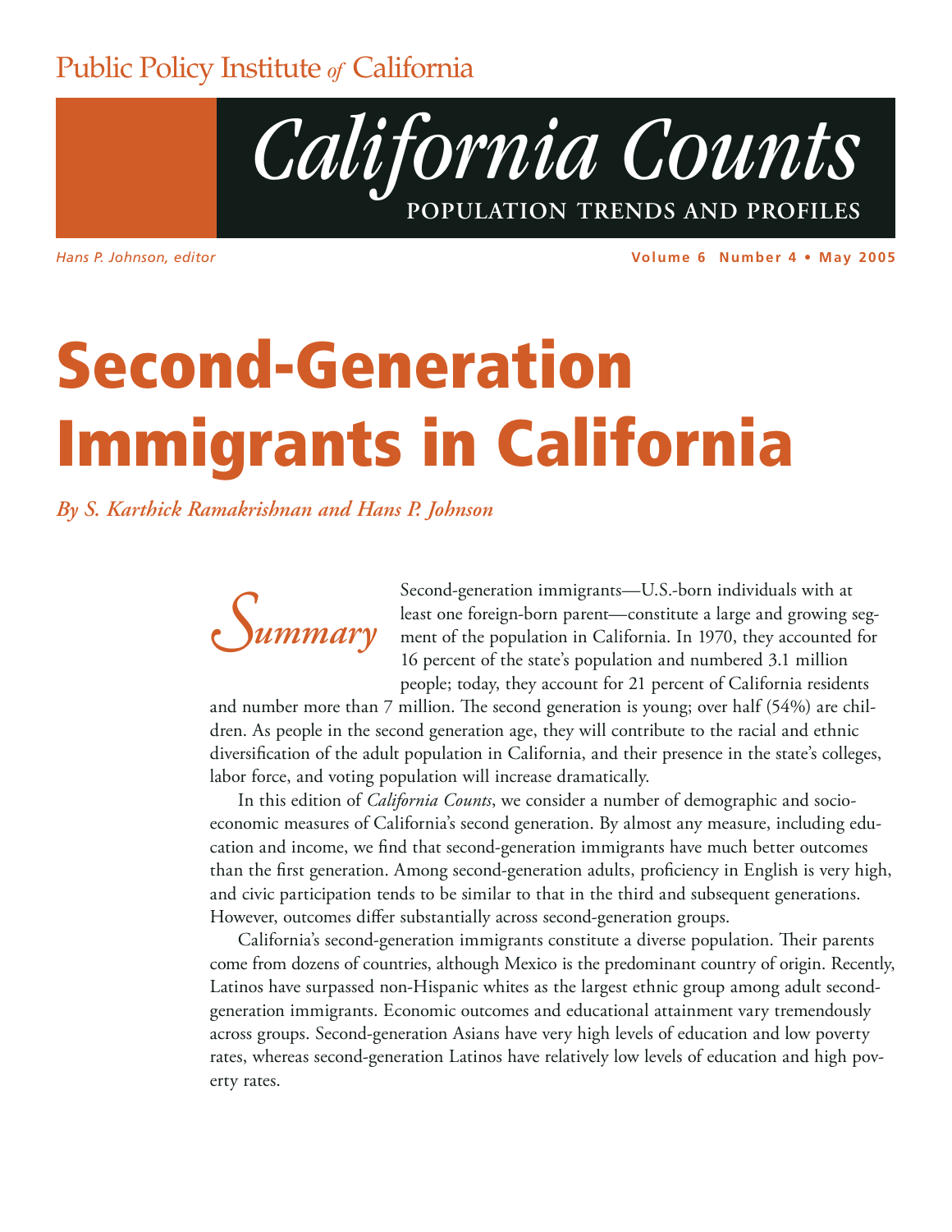Public Policy Institute *of* California

# *California Counts*

**POPULATION TRENDS AND PROFILES**

*Hans P. Johnson, editor*

**Volume 6 Number 4 • May 2005**

# Second-Generation Immigrants in California

*By S. Karthick Ramakrishnan and Hans P. Johnson*

## *Summary*

Second-generation immigrants—U.S.-born individuals with at least one foreign-born parent—constitute a large and growing segment of the population in California. In 1970, they accounted for 16 percent of the state's population and numbered 3.1 million people; today, they account for 21 percent of California residents and number more than 7 million. The second generation is young; over half (54%) are children. As people in the second generation age, they will contribute to the racial and ethnic diversification of the adult population in California, and their presence in the state's colleges, labor force, and voting population will increase dramatically.

In this edition of *California Counts*, we consider a number of demographic and socioeconomic measures of California's second generation. By almost any measure, including education and income, we find that second-generation immigrants have much better outcomes than the first generation. Among second-generation adults, proficiency in English is very high, and civic participation tends to be similar to that in the third and subsequent generations. However, outcomes differ substantially across second-generation groups.

California's second-generation immigrants constitute a diverse population. Their parents come from dozens of countries, although Mexico is the predominant country of origin. Recently, Latinos have surpassed non-Hispanic whites as the largest ethnic group among adult second-generation immigrants. Economic outcomes and educational attainment vary tremendously across groups. Second-generation Asians have very high levels of education and low poverty rates, whereas second-generation Latinos have relatively low levels of education and high poverty rates.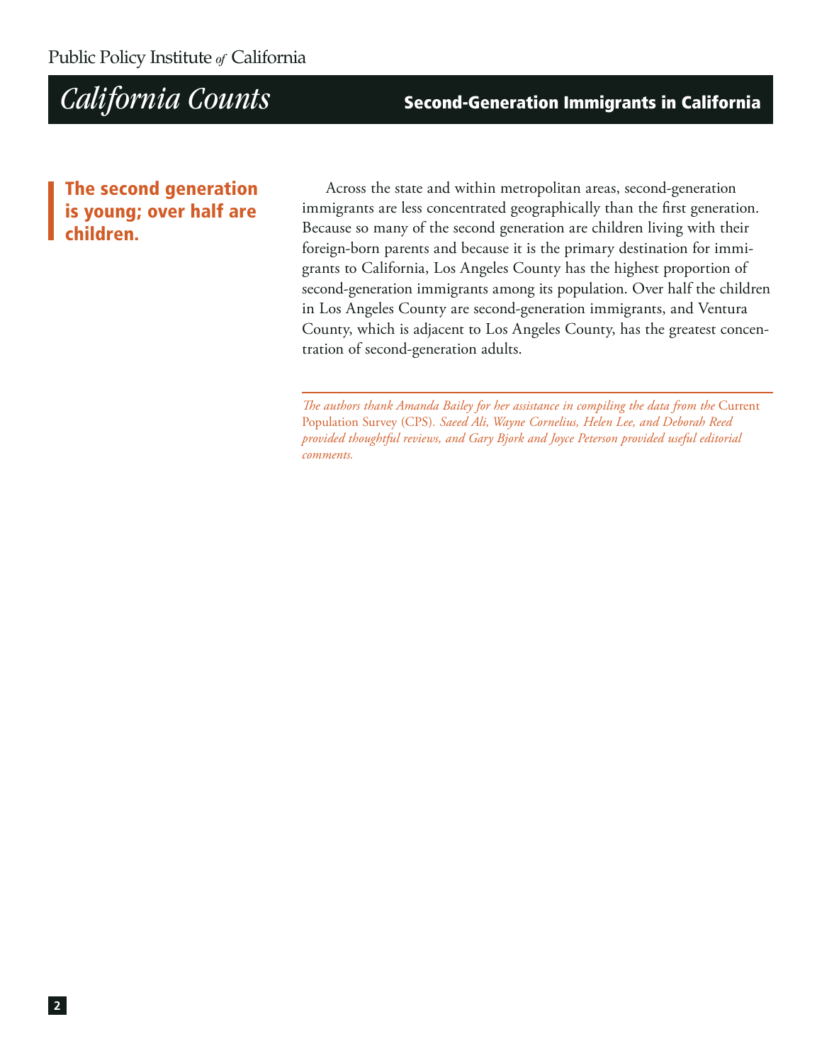**The second generation is young; over half are children.**

Across the state and within metropolitan areas, second-generation immigrants are less concentrated geographically than the first generation. Because so many of the second generation are children living with their foreign-born parents and because it is the primary destination for immigrants to California, Los Angeles County has the highest proportion of second-generation immigrants among its population. Over half the children in Los Angeles County are second-generation immigrants, and Ventura County, which is adjacent to Los Angeles County, has the greatest concentration of second-generation adults.

---

*The authors thank Amanda Bailey for her assistance in compiling the data from the* Current Population Survey (CPS). *Saeed Ali, Wayne Cornelius, Helen Lee, and Deborah Reed provided thoughtful reviews, and Gary Bjork and Joyce Peterson provided useful editorial comments.*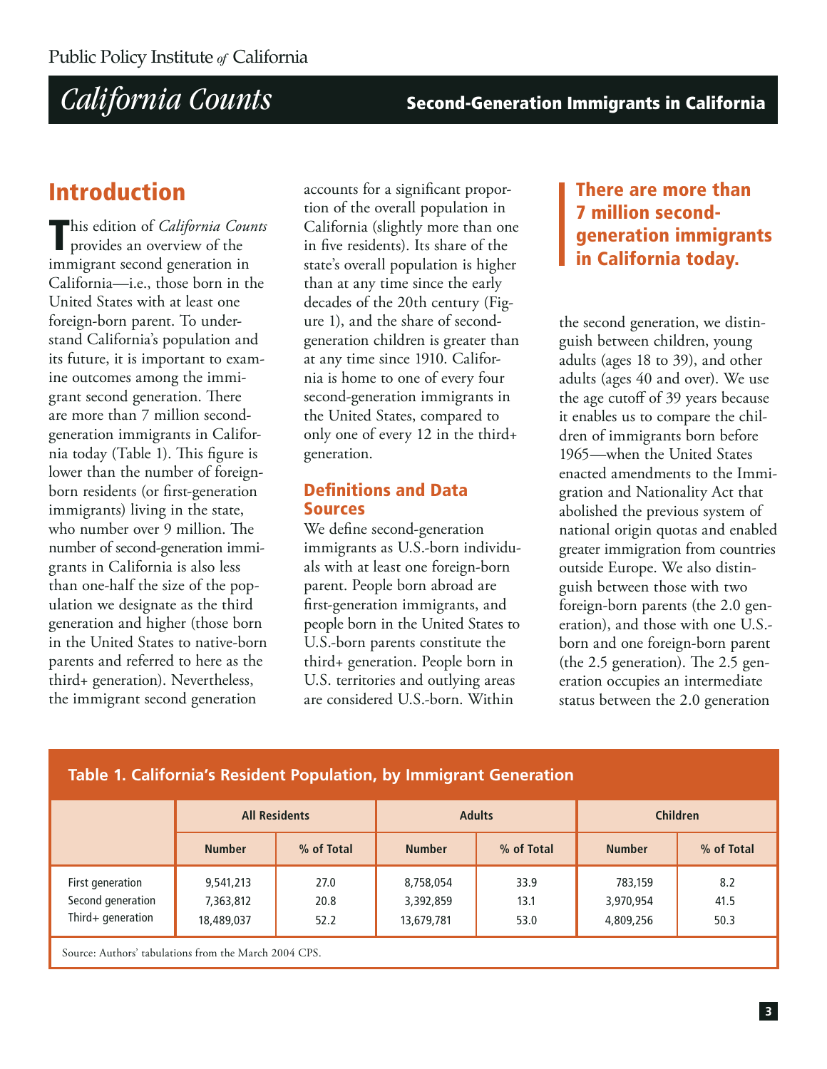## Introduction

This edition of *California Counts* provides an overview of the immigrant second generation in California—i.e., those born in the United States with at least one foreign-born parent. To understand California's population and its future, it is important to examine outcomes among the immigrant second generation. There are more than 7 million second-generation immigrants in California today (Table 1). This figure is lower than the number of foreign-born residents (or first-generation immigrants) living in the state, who number over 9 million. The number of second-generation immigrants in California is also less than one-half the size of the population we designate as the third generation and higher (those born in the United States to native-born parents and referred to here as the third+ generation). Nevertheless, the immigrant second generation accounts for a significant proportion of the overall population in California (slightly more than one in five residents). Its share of the state's overall population is higher than at any time since the early decades of the 20th century (Figure 1), and the share of second-generation children is greater than at any time since 1910. California is home to one of every four second-generation immigrants in the United States, compared to only one of every 12 in the third+ generation.

**There are more than 7 million second-generation immigrants in California today.**

### Definitions and Data Sources

We define second-generation immigrants as U.S.-born individuals with at least one foreign-born parent. People born abroad are first-generation immigrants, and people born in the United States to U.S.-born parents constitute the third+ generation. People born in U.S. territories and outlying areas are considered U.S.-born. Within the second generation, we distinguish between children, young adults (ages 18 to 39), and other adults (ages 40 and over). We use the age cutoff of 39 years because it enables us to compare the children of immigrants born before 1965—when the United States enacted amendments to the Immigration and Nationality Act that abolished the previous system of national origin quotas and enabled greater immigration from countries outside Europe. We also distinguish between those with two foreign-born parents (the 2.0 generation), and those with one U.S.-born and one foreign-born parent (the 2.5 generation). The 2.5 generation occupies an intermediate status between the 2.0 generation

**Table 1. California's Resident Population, by Immigrant Generation**

| | All Residents | | Adults | | Children | |
|---|---|---|---|---|---|---|
| | Number | % of Total | Number | % of Total | Number | % of Total |
| First generation | 9,541,213 | 27.0 | 8,758,054 | 33.9 | 783,159 | 8.2 |
| Second generation | 7,363,812 | 20.8 | 3,392,859 | 13.1 | 3,970,954 | 41.5 |
| Third+ generation | 18,489,037 | 52.2 | 13,679,781 | 53.0 | 4,809,256 | 50.3 |

Source: Authors' tabulations from the March 2004 CPS.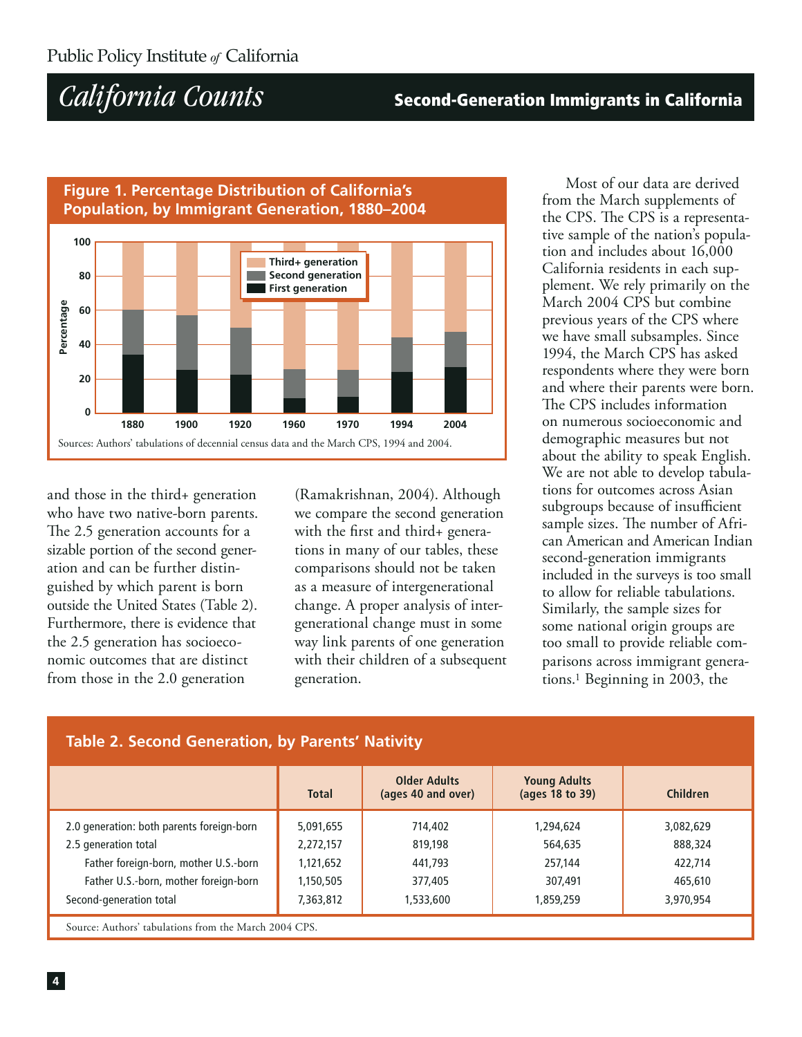**Figure 1. Percentage Distribution of California's Population, by Immigrant Generation, 1880–2004**

Sources: Authors' tabulations of decennial census data and the March CPS, 1994 and 2004.

and those in the third+ generation who have two native-born parents. The 2.5 generation accounts for a sizable portion of the second generation and can be further distinguished by which parent is born outside the United States (Table 2). Furthermore, there is evidence that the 2.5 generation has socioeconomic outcomes that are distinct from those in the 2.0 generation (Ramakrishnan, 2004). Although we compare the second generation with the first and third+ generations in many of our tables, these comparisons should not be taken as a measure of intergenerational change. A proper analysis of intergenerational change must in some way link parents of one generation with their children of a subsequent generation.

Most of our data are derived from the March supplements of the CPS. The CPS is a representative sample of the nation's population and includes about 16,000 California residents in each supplement. We rely primarily on the March 2004 CPS but combine previous years of the CPS where we have small subsamples. Since 1994, the March CPS has asked respondents where they were born and where their parents were born. The CPS includes information on numerous socioeconomic and demographic measures but not about the ability to speak English. We are not able to develop tabulations for outcomes across Asian subgroups because of insufficient sample sizes. The number of African American and American Indian second-generation immigrants included in the surveys is too small to allow for reliable tabulations. Similarly, the sample sizes for some national origin groups are too small to provide reliable comparisons across immigrant generations.[1] Beginning in 2003, the

**Table 2. Second Generation, by Parents' Nativity**

| | Total | Older Adults (ages 40 and over) | Young Adults (ages 18 to 39) | Children |
|---|---|---|---|---|
| 2.0 generation: both parents foreign-born | 5,091,655 | 714,402 | 1,294,624 | 3,082,629 |
| 2.5 generation total | 2,272,157 | 819,198 | 564,635 | 888,324 |
| Father foreign-born, mother U.S.-born | 1,121,652 | 441,793 | 257,144 | 422,714 |
| Father U.S.-born, mother foreign-born | 1,150,505 | 377,405 | 307,491 | 465,610 |
| Second-generation total | 7,363,812 | 1,533,600 | 1,859,259 | 3,970,954 |

Source: Authors' tabulations from the March 2004 CPS.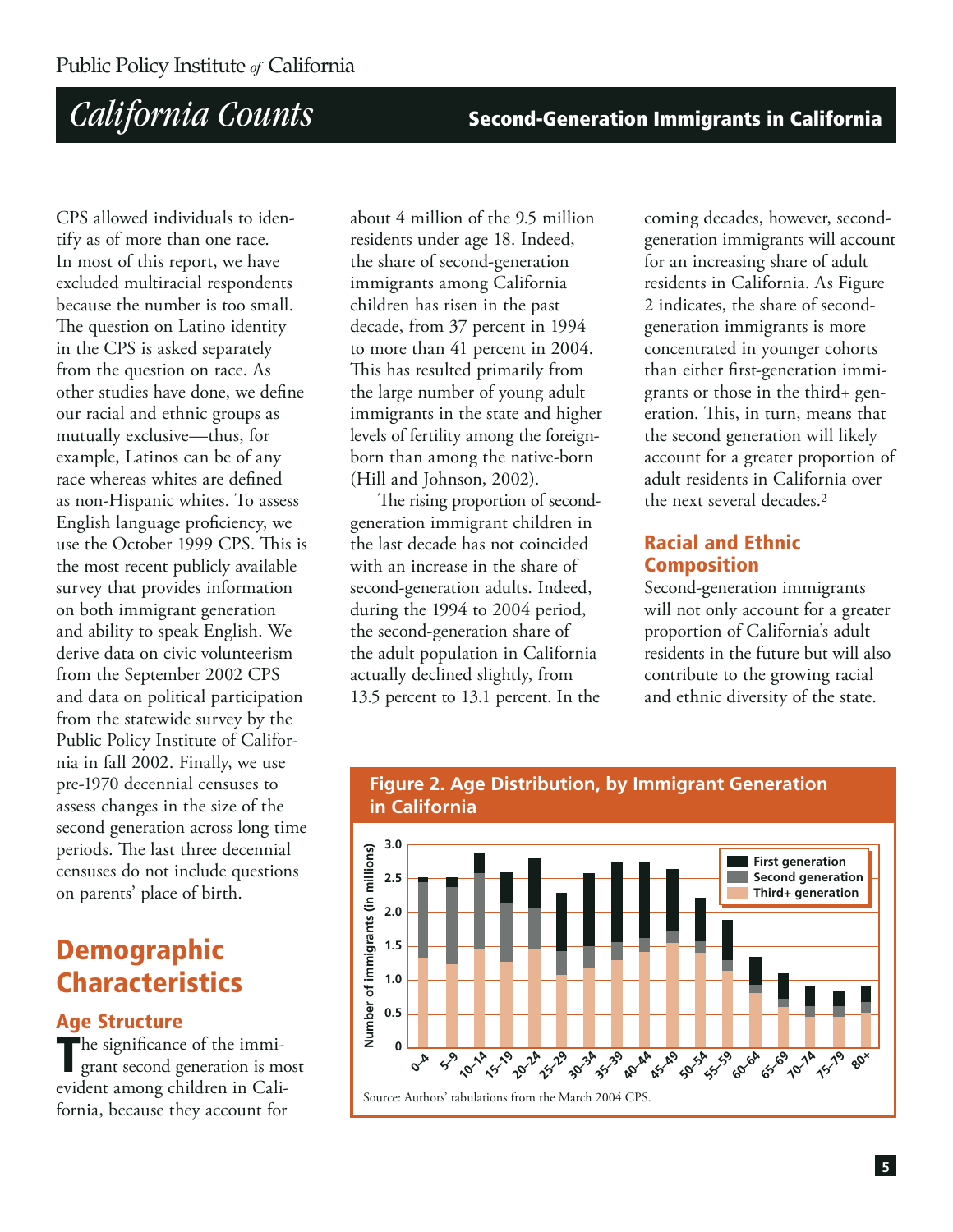CPS allowed individuals to identify as of more than one race. In most of this report, we have excluded multiracial respondents because the number is too small. The question on Latino identity in the CPS is asked separately from the question on race. As other studies have done, we define our racial and ethnic groups as mutually exclusive—thus, for example, Latinos can be of any race whereas whites are defined as non-Hispanic whites. To assess English language proficiency, we use the October 1999 CPS. This is the most recent publicly available survey that provides information on both immigrant generation and ability to speak English. We derive data on civic volunteerism from the September 2002 CPS and data on political participation from the statewide survey by the Public Policy Institute of California in fall 2002. Finally, we use pre-1970 decennial censuses to assess changes in the size of the second generation across long time periods. The last three decennial censuses do not include questions on parents' place of birth.

# Demographic Characteristics

## Age Structure

The significance of the immigrant second generation is most evident among children in California, because they account for about 4 million of the 9.5 million residents under age 18. Indeed, the share of second-generation immigrants among California children has risen in the past decade, from 37 percent in 1994 to more than 41 percent in 2004. This has resulted primarily from the large number of young adult immigrants in the state and higher levels of fertility among the foreign-born than among the native-born (Hill and Johnson, 2002).

The rising proportion of second-generation immigrant children in the last decade has not coincided with an increase in the share of second-generation adults. Indeed, during the 1994 to 2004 period, the second-generation share of the adult population in California actually declined slightly, from 13.5 percent to 13.1 percent. In the coming decades, however, second-generation immigrants will account for an increasing share of adult residents in California. As Figure 2 indicates, the share of second-generation immigrants is more concentrated in younger cohorts than either first-generation immigrants or those in the third+ generation. This, in turn, means that the second generation will likely account for a greater proportion of adult residents in California over the next several decades.[2]

## Racial and Ethnic Composition

Second-generation immigrants will not only account for a greater proportion of California's adult residents in the future but will also contribute to the growing racial and ethnic diversity of the state.

**Figure 2. Age Distribution, by Immigrant Generation in California**

Source: Authors' tabulations from the March 2004 CPS.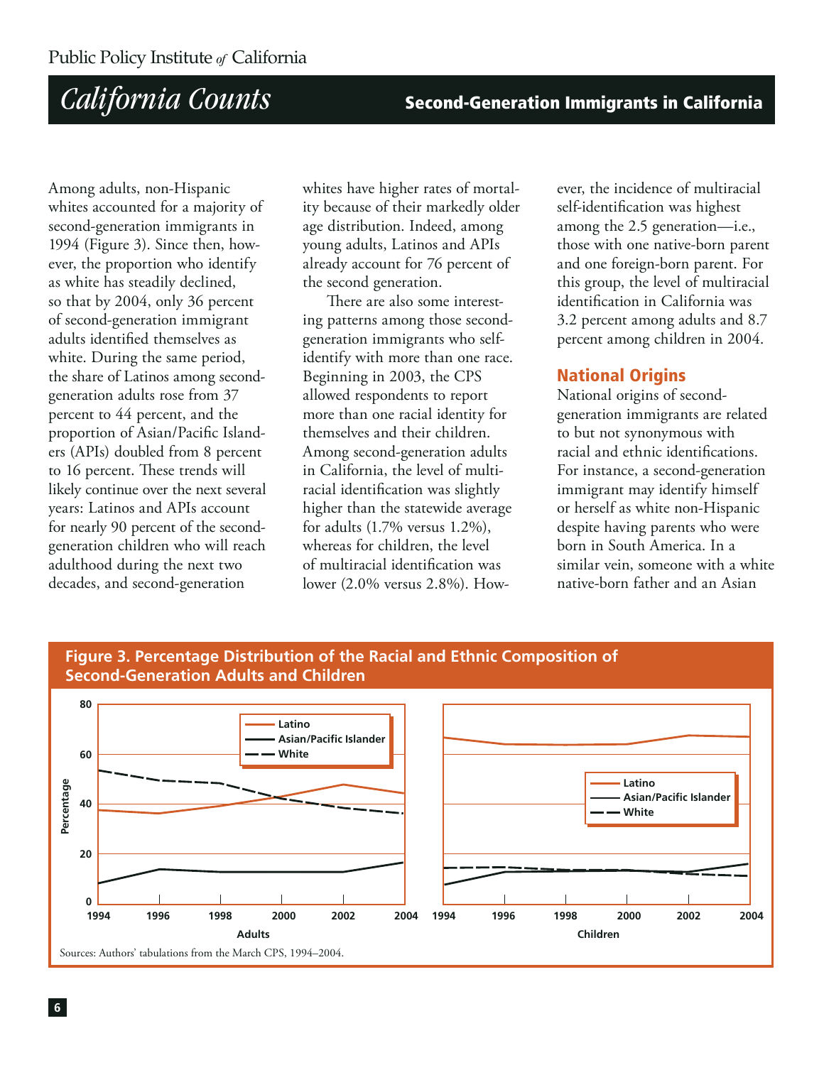Among adults, non-Hispanic whites accounted for a majority of second-generation immigrants in 1994 (Figure 3). Since then, however, the proportion who identify as white has steadily declined, so that by 2004, only 36 percent of second-generation immigrant adults identified themselves as white. During the same period, the share of Latinos among second-generation adults rose from 37 percent to 44 percent, and the proportion of Asian/Pacific Islanders (APIs) doubled from 8 percent to 16 percent. These trends will likely continue over the next several years: Latinos and APIs account for nearly 90 percent of the second-generation children who will reach adulthood during the next two decades, and second-generation whites have higher rates of mortality because of their markedly older age distribution. Indeed, among young adults, Latinos and APIs already account for 76 percent of the second generation.

There are also some interesting patterns among those second-generation immigrants who self-identify with more than one race. Beginning in 2003, the CPS allowed respondents to report more than one racial identity for themselves and their children. Among second-generation adults in California, the level of multiracial identification was slightly higher than the statewide average for adults (1.7% versus 1.2%), whereas for children, the level of multiracial identification was lower (2.0% versus 2.8%). However, the incidence of multiracial self-identification was highest among the 2.5 generation—i.e., those with one native-born parent and one foreign-born parent. For this group, the level of multiracial identification in California was 3.2 percent among adults and 8.7 percent among children in 2004.

## National Origins

National origins of second-generation immigrants are related to but not synonymous with racial and ethnic identifications. For instance, a second-generation immigrant may identify himself or herself as white non-Hispanic despite having parents who were born in South America. In a similar vein, someone with a white native-born father and an Asian

**Figure 3. Percentage Distribution of the Racial and Ethnic Composition of Second-Generation Adults and Children**

Sources: Authors' tabulations from the March CPS, 1994–2004.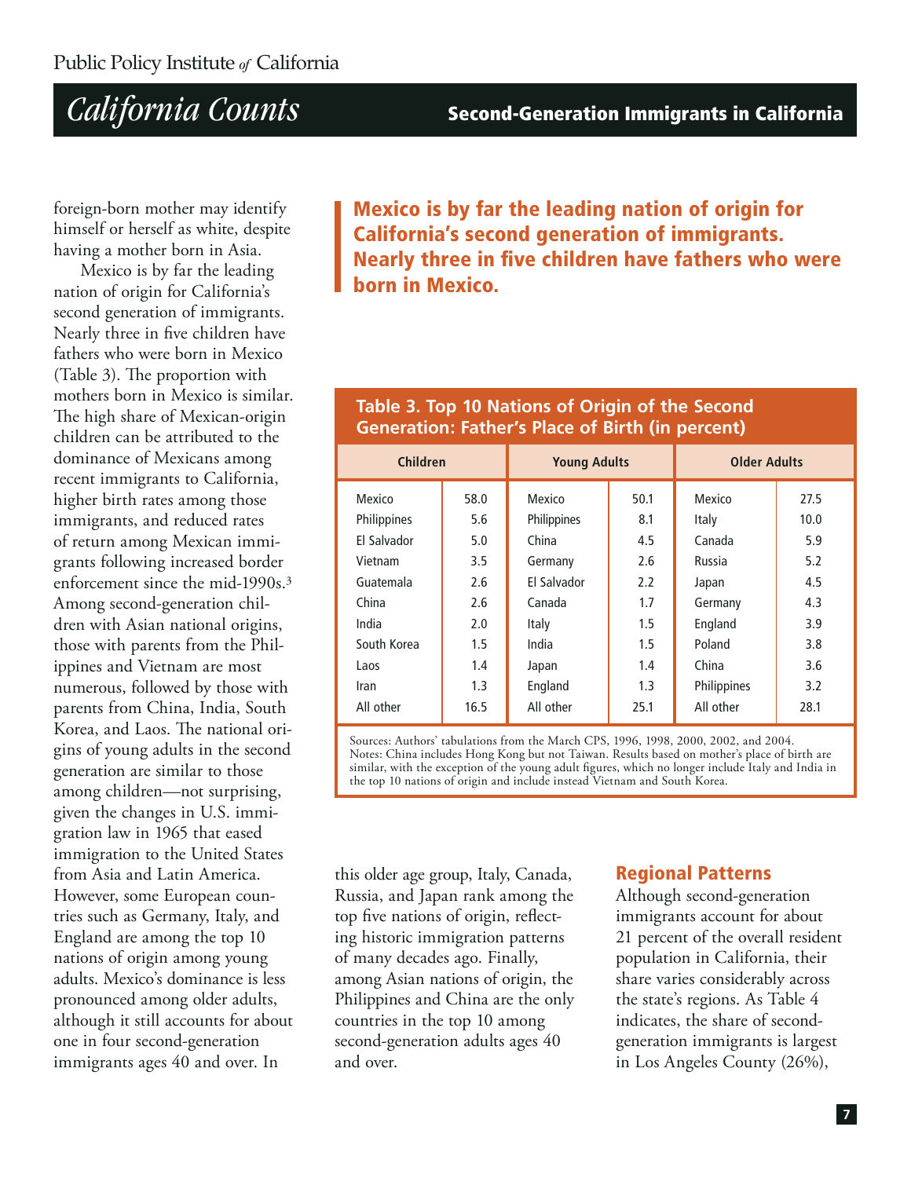foreign-born mother may identify himself or herself as white, despite having a mother born in Asia.

Mexico is by far the leading nation of origin for California's second generation of immigrants. Nearly three in five children have fathers who were born in Mexico (Table 3). The proportion with mothers born in Mexico is similar. The high share of Mexican-origin children can be attributed to the dominance of Mexicans among recent immigrants to California, higher birth rates among those immigrants, and reduced rates of return among Mexican immigrants following increased border enforcement since the mid-1990s.[3] Among second-generation children with Asian national origins, those with parents from the Philippines and Vietnam are most numerous, followed by those with parents from China, India, South Korea, and Laos. The national origins of young adults in the second generation are similar to those among children—not surprising, given the changes in U.S. immigration law in 1965 that eased immigration to the United States from Asia and Latin America. However, some European countries such as Germany, Italy, and England are among the top 10 nations of origin among young adults. Mexico's dominance is less pronounced among older adults, although it still accounts for about one in four second-generation immigrants ages 40 and over. In this older age group, Italy, Canada, Russia, and Japan rank among the top five nations of origin, reflecting historic immigration patterns of many decades ago. Finally, among Asian nations of origin, the Philippines and China are the only countries in the top 10 among second-generation adults ages 40 and over.

> **Mexico is by far the leading nation of origin for California's second generation of immigrants. Nearly three in five children have fathers who were born in Mexico.**

**Table 3. Top 10 Nations of Origin of the Second Generation: Father's Place of Birth (in percent)**

| Children | | Young Adults | | Older Adults | |
|---|---|---|---|---|---|
| Mexico | 58.0 | Mexico | 50.1 | Mexico | 27.5 |
| Philippines | 5.6 | Philippines | 8.1 | Italy | 10.0 |
| El Salvador | 5.0 | China | 4.5 | Canada | 5.9 |
| Vietnam | 3.5 | Germany | 2.6 | Russia | 5.2 |
| Guatemala | 2.6 | El Salvador | 2.2 | Japan | 4.5 |
| China | 2.6 | Canada | 1.7 | Germany | 4.3 |
| India | 2.0 | Italy | 1.5 | England | 3.9 |
| South Korea | 1.5 | India | 1.5 | Poland | 3.8 |
| Laos | 1.4 | Japan | 1.4 | China | 3.6 |
| Iran | 1.3 | England | 1.3 | Philippines | 3.2 |
| All other | 16.5 | All other | 25.1 | All other | 28.1 |

Sources: Authors' tabulations from the March CPS, 1996, 1998, 2000, 2002, and 2004.
Notes: China includes Hong Kong but not Taiwan. Results based on mother's place of birth are similar, with the exception of the young adult figures, which no longer include Italy and India in the top 10 nations of origin and include instead Vietnam and South Korea.

## Regional Patterns

Although second-generation immigrants account for about 21 percent of the overall resident population in California, their share varies considerably across the state's regions. As Table 4 indicates, the share of second-generation immigrants is largest in Los Angeles County (26%),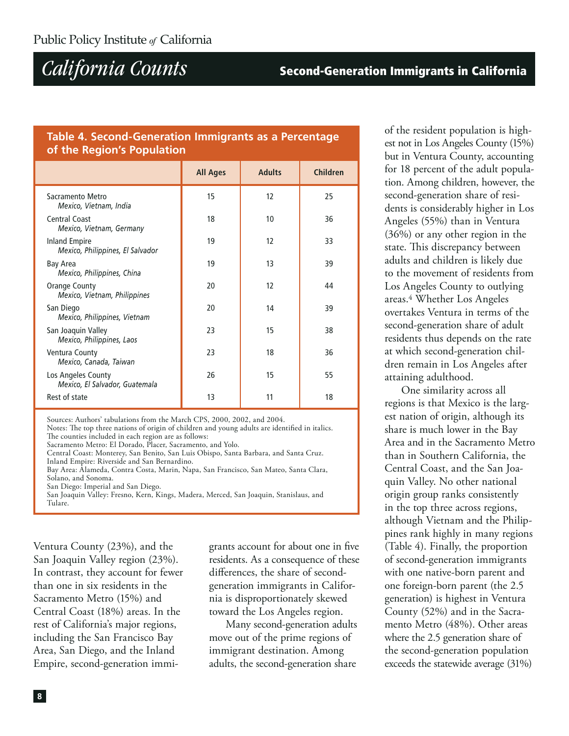**Table 4. Second-Generation Immigrants as a Percentage of the Region's Population**

| | All Ages | Adults | Children |
|---|---|---|---|
| Sacramento Metro *Mexico, Vietnam, India* | 15 | 12 | 25 |
| Central Coast *Mexico, Vietnam, Germany* | 18 | 10 | 36 |
| Inland Empire *Mexico, Philippines, El Salvador* | 19 | 12 | 33 |
| Bay Area *Mexico, Philippines, China* | 19 | 13 | 39 |
| Orange County *Mexico, Vietnam, Philippines* | 20 | 12 | 44 |
| San Diego *Mexico, Philippines, Vietnam* | 20 | 14 | 39 |
| San Joaquin Valley *Mexico, Philippines, Laos* | 23 | 15 | 38 |
| Ventura County *Mexico, Canada, Taiwan* | 23 | 18 | 36 |
| Los Angeles County *Mexico, El Salvador, Guatemala* | 26 | 15 | 55 |
| Rest of state | 13 | 11 | 18 |

Sources: Authors' tabulations from the March CPS, 2000, 2002, and 2004.
Notes: The top three nations of origin of children and young adults are identified in italics.
The counties included in each region are as follows:
Sacramento Metro: El Dorado, Placer, Sacramento, and Yolo.
Central Coast: Monterey, San Benito, San Luis Obispo, Santa Barbara, and Santa Cruz.
Inland Empire: Riverside and San Bernardino.
Bay Area: Alameda, Contra Costa, Marin, Napa, San Francisco, San Mateo, Santa Clara, Solano, and Sonoma.
San Diego: Imperial and San Diego.
San Joaquin Valley: Fresno, Kern, Kings, Madera, Merced, San Joaquin, Stanislaus, and Tulare.

Ventura County (23%), and the San Joaquin Valley region (23%). In contrast, they account for fewer than one in six residents in the Sacramento Metro (15%) and Central Coast (18%) areas. In the rest of California's major regions, including the San Francisco Bay Area, San Diego, and the Inland Empire, second-generation immigrants account for about one in five residents. As a consequence of these differences, the share of second-generation immigrants in California is disproportionately skewed toward the Los Angeles region.

Many second-generation adults move out of the prime regions of immigrant destination. Among adults, the second-generation share of the resident population is highest not in Los Angeles County (15%) but in Ventura County, accounting for 18 percent of the adult population. Among children, however, the second-generation share of residents is considerably higher in Los Angeles (55%) than in Ventura (36%) or any other region in the state. This discrepancy between adults and children is likely due to the movement of residents from Los Angeles County to outlying areas.[4] Whether Los Angeles overtakes Ventura in terms of the second-generation share of adult residents thus depends on the rate at which second-generation children remain in Los Angeles after attaining adulthood.

One similarity across all regions is that Mexico is the largest nation of origin, although its share is much lower in the Bay Area and in the Sacramento Metro than in Southern California, the Central Coast, and the San Joaquin Valley. No other national origin group ranks consistently in the top three across regions, although Vietnam and the Philippines rank highly in many regions (Table 4). Finally, the proportion of second-generation immigrants with one native-born parent and one foreign-born parent (the 2.5 generation) is highest in Ventura County (52%) and in the Sacramento Metro (48%). Other areas where the 2.5 generation share of the second-generation population exceeds the statewide average (31%)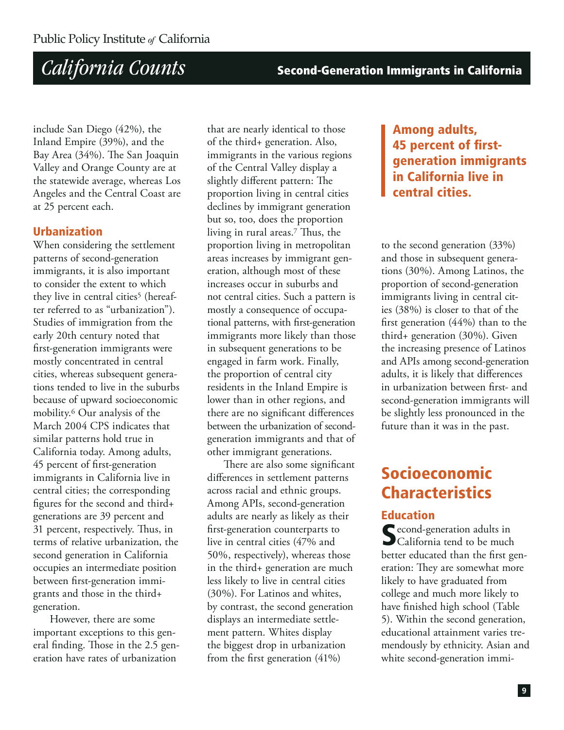include San Diego (42%), the Inland Empire (39%), and the Bay Area (34%). The San Joaquin Valley and Orange County are at the statewide average, whereas Los Angeles and the Central Coast are at 25 percent each.

### Urbanization

When considering the settlement patterns of second-generation immigrants, it is also important to consider the extent to which they live in central cities[5] (hereafter referred to as "urbanization"). Studies of immigration from the early 20th century noted that first-generation immigrants were mostly concentrated in central cities, whereas subsequent generations tended to live in the suburbs because of upward socioeconomic mobility.[6] Our analysis of the March 2004 CPS indicates that similar patterns hold true in California today. Among adults, 45 percent of first-generation immigrants in California live in central cities; the corresponding figures for the second and third+ generations are 39 percent and 31 percent, respectively. Thus, in terms of relative urbanization, the second generation in California occupies an intermediate position between first-generation immigrants and those in the third+ generation.

However, there are some important exceptions to this general finding. Those in the 2.5 generation have rates of urbanization that are nearly identical to those of the third+ generation. Also, immigrants in the various regions of the Central Valley display a slightly different pattern: The proportion living in central cities declines by immigrant generation but so, too, does the proportion living in rural areas.[7] Thus, the proportion living in metropolitan areas increases by immigrant generation, although most of these increases occur in suburbs and not central cities. Such a pattern is mostly a consequence of occupational patterns, with first-generation immigrants more likely than those in subsequent generations to be engaged in farm work. Finally, the proportion of central city residents in the Inland Empire is lower than in other regions, and there are no significant differences between the urbanization of second-generation immigrants and that of other immigrant generations.

There are also some significant differences in settlement patterns across racial and ethnic groups. Among APIs, second-generation adults are nearly as likely as their first-generation counterparts to live in central cities (47% and 50%, respectively), whereas those in the third+ generation are much less likely to live in central cities (30%). For Latinos and whites, by contrast, the second generation displays an intermediate settlement pattern. Whites display the biggest drop in urbanization from the first generation (41%) to the second generation (33%) and those in subsequent generations (30%). Among Latinos, the proportion of second-generation immigrants living in central cities (38%) is closer to that of the first generation (44%) than to the third+ generation (30%). Given the increasing presence of Latinos and APIs among second-generation adults, it is likely that differences in urbanization between first- and second-generation immigrants will be slightly less pronounced in the future than it was in the past.

> **Among adults, 45 percent of first-generation immigrants in California live in central cities.**

## Socioeconomic Characteristics

### Education

Second-generation adults in California tend to be much better educated than the first generation: They are somewhat more likely to have graduated from college and much more likely to have finished high school (Table 5). Within the second generation, educational attainment varies tremendously by ethnicity. Asian and white second-generation immi-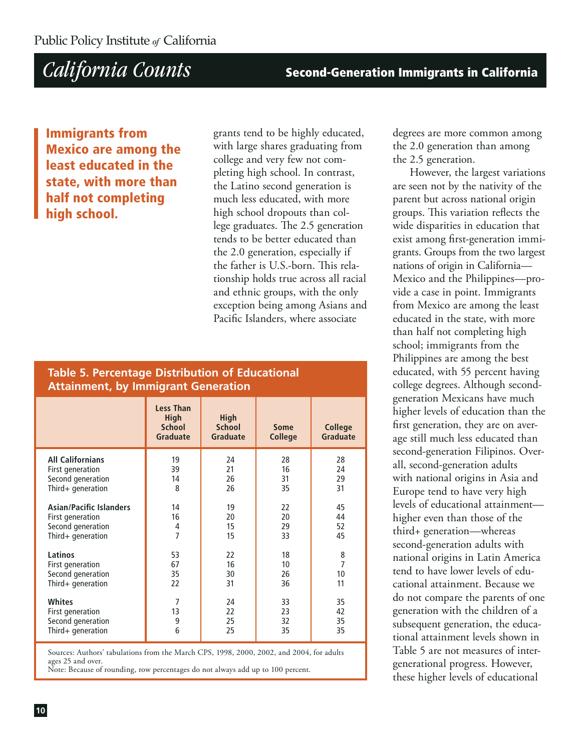**Immigrants from Mexico are among the least educated in the state, with more than half not completing high school.**

grants tend to be highly educated, with large shares graduating from college and very few not completing high school. In contrast, the Latino second generation is much less educated, with more high school dropouts than college graduates. The 2.5 generation tends to be better educated than the 2.0 generation, especially if the father is U.S.-born. This relationship holds true across all racial and ethnic groups, with the only exception being among Asians and Pacific Islanders, where associate degrees are more common among the 2.0 generation than among the 2.5 generation.

However, the largest variations are seen not by the nativity of the parent but across national origin groups. This variation reflects the wide disparities in education that exist among first-generation immigrants. Groups from the two largest nations of origin in California—Mexico and the Philippines—provide a case in point. Immigrants from Mexico are among the least educated in the state, with more than half not completing high school; immigrants from the Philippines are among the best educated, with 55 percent having college degrees. Although second-generation Mexicans have much higher levels of education than the first generation, they are on average still much less educated than second-generation Filipinos. Overall, second-generation adults with national origins in Asia and Europe tend to have very high levels of educational attainment—higher even than those of the third+ generation—whereas second-generation adults with national origins in Latin America tend to have lower levels of educational attainment. Because we do not compare the parents of one generation with the children of a subsequent generation, the educational attainment levels shown in Table 5 are not measures of intergenerational progress. However, these higher levels of educational

**Table 5. Percentage Distribution of Educational Attainment, by Immigrant Generation**

| | Less Than High School Graduate | High School Graduate | Some College | College Graduate |
|---|---|---|---|---|
| **All Californians** | 19 | 24 | 28 | 28 |
| First generation | 39 | 21 | 16 | 24 |
| Second generation | 14 | 26 | 31 | 29 |
| Third+ generation | 8 | 26 | 35 | 31 |
| **Asian/Pacific Islanders** | 14 | 19 | 22 | 45 |
| First generation | 16 | 20 | 20 | 44 |
| Second generation | 4 | 15 | 29 | 52 |
| Third+ generation | 7 | 15 | 33 | 45 |
| **Latinos** | 53 | 22 | 18 | 8 |
| First generation | 67 | 16 | 10 | 7 |
| Second generation | 35 | 30 | 26 | 10 |
| Third+ generation | 22 | 31 | 36 | 11 |
| **Whites** | 7 | 24 | 33 | 35 |
| First generation | 13 | 22 | 23 | 42 |
| Second generation | 9 | 25 | 32 | 35 |
| Third+ generation | 6 | 25 | 35 | 35 |

Sources: Authors' tabulations from the March CPS, 1998, 2000, 2002, and 2004, for adults ages 25 and over.
Note: Because of rounding, row percentages do not always add up to 100 percent.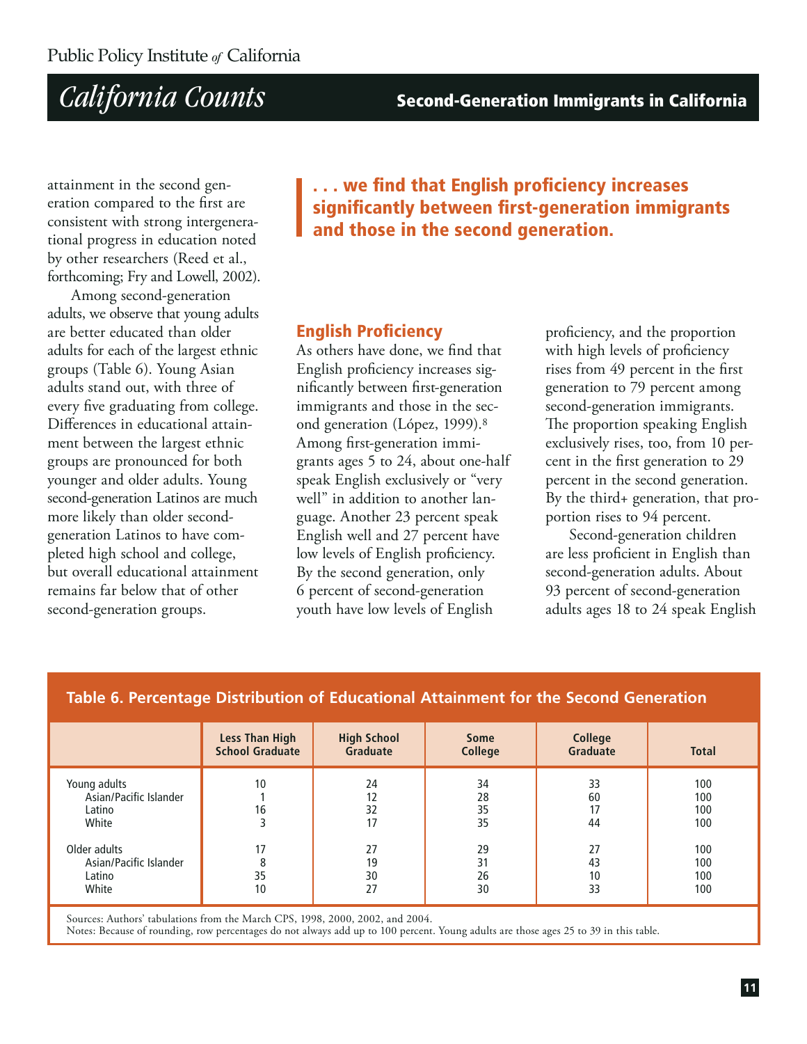attainment in the second generation compared to the first are consistent with strong intergenerational progress in education noted by other researchers (Reed et al., forthcoming; Fry and Lowell, 2002).

Among second-generation adults, we observe that young adults are better educated than older adults for each of the largest ethnic groups (Table 6). Young Asian adults stand out, with three of every five graduating from college. Differences in educational attainment between the largest ethnic groups are pronounced for both younger and older adults. Young second-generation Latinos are much more likely than older second-generation Latinos to have completed high school and college, but overall educational attainment remains far below that of other second-generation groups.

> **. . . we find that English proficiency increases significantly between first-generation immigrants and those in the second generation.**

## English Proficiency

As others have done, we find that English proficiency increases significantly between first-generation immigrants and those in the second generation (López, 1999).[8] Among first-generation immigrants ages 5 to 24, about one-half speak English exclusively or "very well" in addition to another language. Another 23 percent speak English well and 27 percent have low levels of English proficiency. By the second generation, only 6 percent of second-generation youth have low levels of English proficiency, and the proportion with high levels of proficiency rises from 49 percent in the first generation to 79 percent among second-generation immigrants. The proportion speaking English exclusively rises, too, from 10 percent in the first generation to 29 percent in the second generation. By the third+ generation, that proportion rises to 94 percent.

Second-generation children are less proficient in English than second-generation adults. About 93 percent of second-generation adults ages 18 to 24 speak English

**Table 6. Percentage Distribution of Educational Attainment for the Second Generation**

| | Less Than High School Graduate | High School Graduate | Some College | College Graduate | Total |
|---|---|---|---|---|---|
| Young adults | 10 | 24 | 34 | 33 | 100 |
| Asian/Pacific Islander | 1 | 12 | 28 | 60 | 100 |
| Latino | 16 | 32 | 35 | 17 | 100 |
| White | 3 | 17 | 35 | 44 | 100 |
| Older adults | 17 | 27 | 29 | 27 | 100 |
| Asian/Pacific Islander | 8 | 19 | 31 | 43 | 100 |
| Latino | 35 | 30 | 26 | 10 | 100 |
| White | 10 | 27 | 30 | 33 | 100 |

Sources: Authors' tabulations from the March CPS, 1998, 2000, 2002, and 2004.
Notes: Because of rounding, row percentages do not always add up to 100 percent. Young adults are those ages 25 to 39 in this table.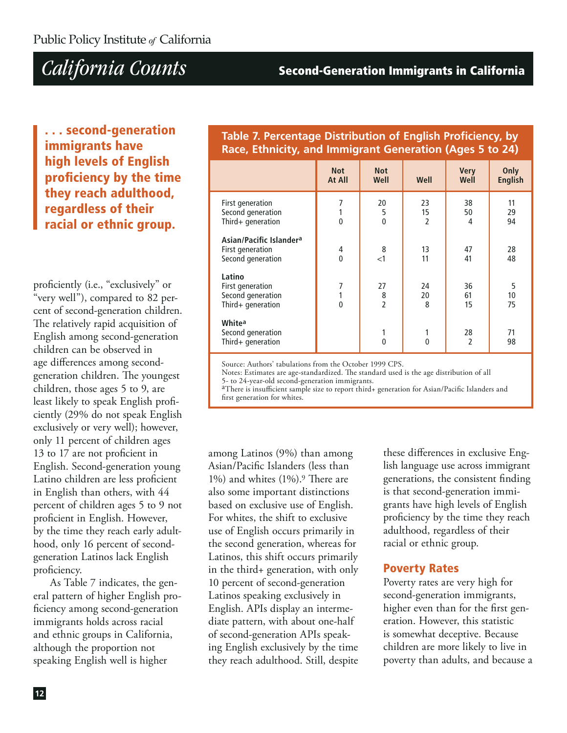**. . . second-generation immigrants have high levels of English proficiency by the time they reach adulthood, regardless of their racial or ethnic group.**

proficiently (i.e., "exclusively" or "very well"), compared to 82 percent of second-generation children. The relatively rapid acquisition of English among second-generation children can be observed in age differences among second-generation children. The youngest children, those ages 5 to 9, are least likely to speak English proficiently (29% do not speak English exclusively or very well); however, only 11 percent of children ages 13 to 17 are not proficient in English. Second-generation young Latino children are less proficient in English than others, with 44 percent of children ages 5 to 9 not proficient in English. However, by the time they reach early adulthood, only 16 percent of second-generation Latinos lack English proficiency.

As Table 7 indicates, the general pattern of higher English proficiency among second-generation immigrants holds across racial and ethnic groups in California, although the proportion not speaking English well is higher among Latinos (9%) than among Asian/Pacific Islanders (less than 1%) and whites (1%).[9] There are also some important distinctions based on exclusive use of English. For whites, the shift to exclusive use of English occurs primarily in the second generation, whereas for Latinos, this shift occurs primarily in the third+ generation, with only 10 percent of second-generation Latinos speaking exclusively in English. APIs display an intermediate pattern, with about one-half of second-generation APIs speaking English exclusively by the time they reach adulthood. Still, despite these differences in exclusive English language use across immigrant generations, the consistent finding is that second-generation immigrants have high levels of English proficiency by the time they reach adulthood, regardless of their racial or ethnic group.

**Table 7. Percentage Distribution of English Proficiency, by Race, Ethnicity, and Immigrant Generation (Ages 5 to 24)**

| | Not At All | Not Well | Well | Very Well | Only English |
|---|---|---|---|---|---|
| First generation | 7 | 20 | 23 | 38 | 11 |
| Second generation | 1 | 5 | 15 | 50 | 29 |
| Third+ generation | 0 | 0 | 2 | 4 | 94 |
| **Asian/Pacific Islander[a]** | | | | | |
| First generation | 4 | 8 | 13 | 47 | 28 |
| Second generation | 0 | <1 | 11 | 41 | 48 |
| **Latino** | | | | | |
| First generation | 7 | 27 | 24 | 36 | 5 |
| Second generation | 1 | 8 | 20 | 61 | 10 |
| Third+ generation | 0 | 2 | 8 | 15 | 75 |
| **White[a]** | | | | | |
| Second generation | | 1 | 1 | 28 | 71 |
| Third+ generation | | 0 | 0 | 2 | 98 |

Source: Authors' tabulations from the October 1999 CPS.
Notes: Estimates are age-standardized. The standard used is the age distribution of all 5- to 24-year-old second-generation immigrants.
[a]There is insufficient sample size to report third+ generation for Asian/Pacific Islanders and first generation for whites.

## Poverty Rates

Poverty rates are very high for second-generation immigrants, higher even than for the first generation. However, this statistic is somewhat deceptive. Because children are more likely to live in poverty than adults, and because a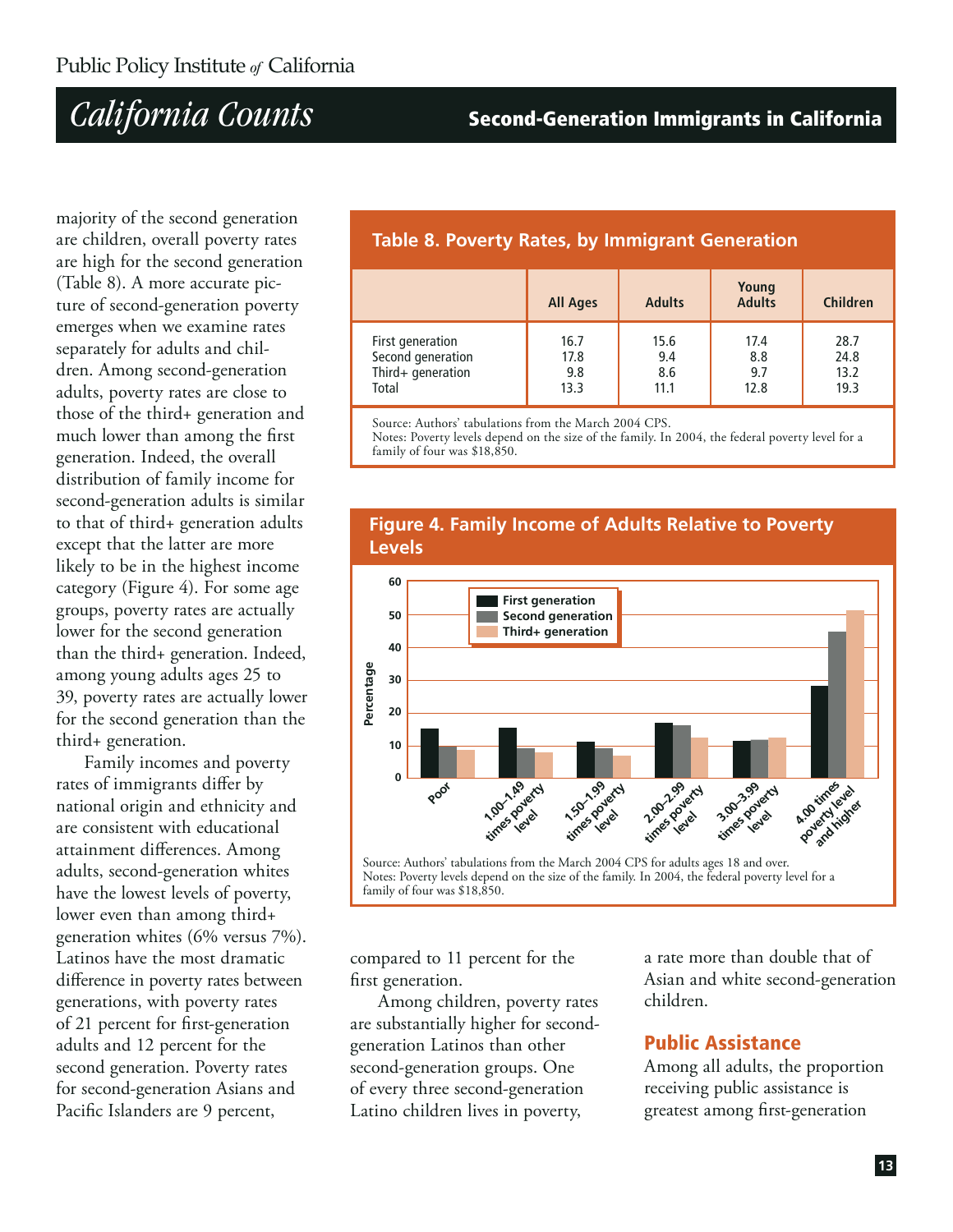majority of the second generation are children, overall poverty rates are high for the second generation (Table 8). A more accurate picture of second-generation poverty emerges when we examine rates separately for adults and children. Among second-generation adults, poverty rates are close to those of the third+ generation and much lower than among the first generation. Indeed, the overall distribution of family income for second-generation adults is similar to that of third+ generation adults except that the latter are more likely to be in the highest income category (Figure 4). For some age groups, poverty rates are actually lower for the second generation than the third+ generation. Indeed, among young adults ages 25 to 39, poverty rates are actually lower for the second generation than the third+ generation.

Family incomes and poverty rates of immigrants differ by national origin and ethnicity and are consistent with educational attainment differences. Among adults, second-generation whites have the lowest levels of poverty, lower even than among third+ generation whites (6% versus 7%). Latinos have the most dramatic difference in poverty rates between generations, with poverty rates of 21 percent for first-generation adults and 12 percent for the second generation. Poverty rates for second-generation Asians and Pacific Islanders are 9 percent, compared to 11 percent for the first generation.

Among children, poverty rates are substantially higher for second-generation Latinos than other second-generation groups. One of every three second-generation Latino children lives in poverty, a rate more than double that of Asian and white second-generation children.

**Table 8. Poverty Rates, by Immigrant Generation**

| | All Ages | Adults | Young Adults | Children |
|---|---|---|---|---|
| First generation | 16.7 | 15.6 | 17.4 | 28.7 |
| Second generation | 17.8 | 9.4 | 8.8 | 24.8 |
| Third+ generation | 9.8 | 8.6 | 9.7 | 13.2 |
| Total | 13.3 | 11.1 | 12.8 | 19.3 |

Source: Authors' tabulations from the March 2004 CPS.
Notes: Poverty levels depend on the size of the family. In 2004, the federal poverty level for a family of four was $18,850.

**Figure 4. Family Income of Adults Relative to Poverty Levels**

Source: Authors' tabulations from the March 2004 CPS for adults ages 18 and over.
Notes: Poverty levels depend on the size of the family. In 2004, the federal poverty level for a family of four was $18,850.

## Public Assistance

Among all adults, the proportion receiving public assistance is greatest among first-generation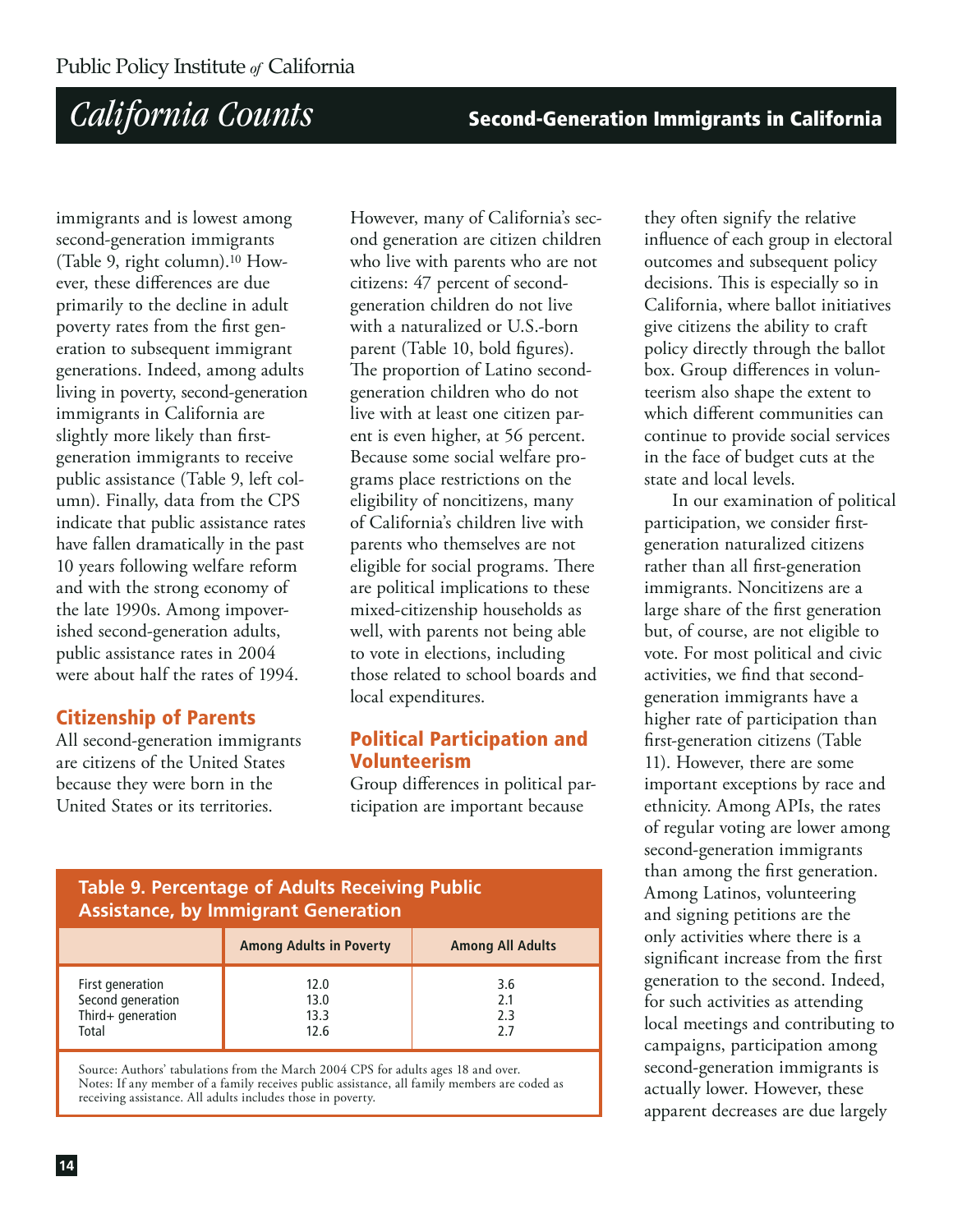immigrants and is lowest among second-generation immigrants (Table 9, right column).[10] However, these differences are due primarily to the decline in adult poverty rates from the first generation to subsequent immigrant generations. Indeed, among adults living in poverty, second-generation immigrants in California are slightly more likely than first-generation immigrants to receive public assistance (Table 9, left column). Finally, data from the CPS indicate that public assistance rates have fallen dramatically in the past 10 years following welfare reform and with the strong economy of the late 1990s. Among impoverished second-generation adults, public assistance rates in 2004 were about half the rates of 1994.

## Citizenship of Parents

All second-generation immigrants are citizens of the United States because they were born in the United States or its territories. However, many of California's second generation are citizen children who live with parents who are not citizens: 47 percent of second-generation children do not live with a naturalized or U.S.-born parent (Table 10, bold figures). The proportion of Latino second-generation children who do not live with at least one citizen parent is even higher, at 56 percent. Because some social welfare programs place restrictions on the eligibility of noncitizens, many of California's children live with parents who themselves are not eligible for social programs. There are political implications to these mixed-citizenship households as well, with parents not being able to vote in elections, including those related to school boards and local expenditures.

## Political Participation and Volunteerism

Group differences in political participation are important because they often signify the relative influence of each group in electoral outcomes and subsequent policy decisions. This is especially so in California, where ballot initiatives give citizens the ability to craft policy directly through the ballot box. Group differences in volunteerism also shape the extent to which different communities can continue to provide social services in the face of budget cuts at the state and local levels.

In our examination of political participation, we consider first-generation naturalized citizens rather than all first-generation immigrants. Noncitizens are a large share of the first generation but, of course, are not eligible to vote. For most political and civic activities, we find that second-generation immigrants have a higher rate of participation than first-generation citizens (Table 11). However, there are some important exceptions by race and ethnicity. Among APIs, the rates of regular voting are lower among second-generation immigrants than among the first generation. Among Latinos, volunteering and signing petitions are the only activities where there is a significant increase from the first generation to the second. Indeed, for such activities as attending local meetings and contributing to campaigns, participation among second-generation immigrants is actually lower. However, these apparent decreases are due largely

**Table 9. Percentage of Adults Receiving Public Assistance, by Immigrant Generation**

| | Among Adults in Poverty | Among All Adults |
|---|---|---|
| First generation | 12.0 | 3.6 |
| Second generation | 13.0 | 2.1 |
| Third+ generation | 13.3 | 2.3 |
| Total | 12.6 | 2.7 |

Source: Authors' tabulations from the March 2004 CPS for adults ages 18 and over.
Notes: If any member of a family receives public assistance, all family members are coded as receiving assistance. All adults includes those in poverty.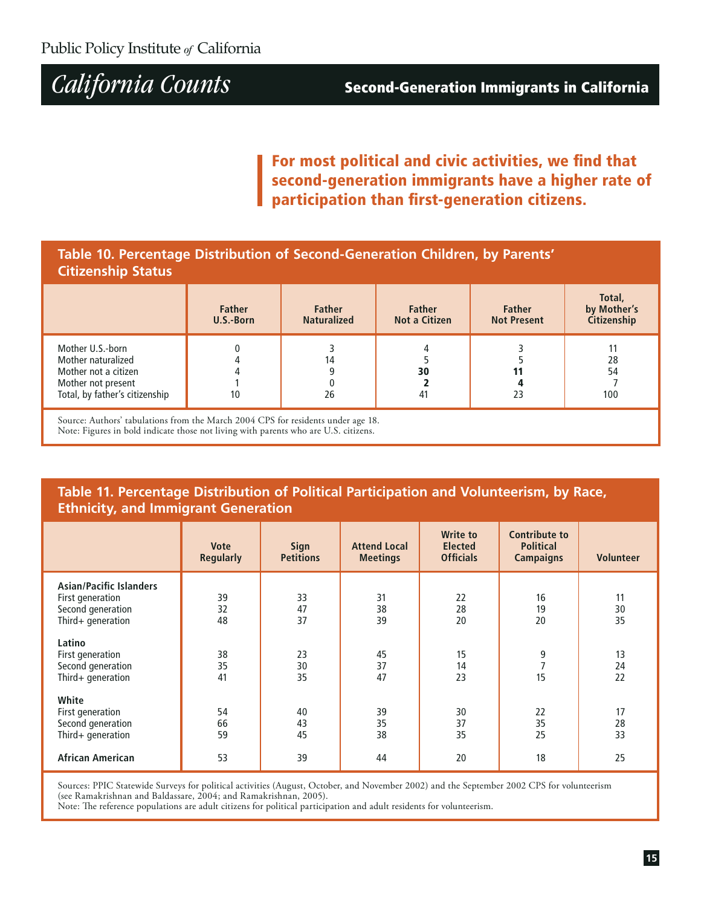**For most political and civic activities, we find that second-generation immigrants have a higher rate of participation than first-generation citizens.**

**Table 10. Percentage Distribution of Second-Generation Children, by Parents' Citizenship Status**

| | Father U.S.-Born | Father Naturalized | Father Not a Citizen | Father Not Present | Total, by Mother's Citizenship |
|---|---|---|---|---|---|
| Mother U.S.-born | 0 | 3 | 4 | 3 | 11 |
| Mother naturalized | 4 | 14 | 5 | 5 | 28 |
| Mother not a citizen | 4 | 9 | **30** | **11** | 54 |
| Mother not present | 1 | 0 | **2** | **4** | 7 |
| Total, by father's citizenship | 10 | 26 | 41 | 23 | 100 |

Source: Authors' tabulations from the March 2004 CPS for residents under age 18.
Note: Figures in bold indicate those not living with parents who are U.S. citizens.

**Table 11. Percentage Distribution of Political Participation and Volunteerism, by Race, Ethnicity, and Immigrant Generation**

| | Vote Regularly | Sign Petitions | Attend Local Meetings | Write to Elected Officials | Contribute to Political Campaigns | Volunteer |
|---|---|---|---|---|---|---|
| **Asian/Pacific Islanders** | | | | | | |
| First generation | 39 | 33 | 31 | 22 | 16 | 11 |
| Second generation | 32 | 47 | 38 | 28 | 19 | 30 |
| Third+ generation | 48 | 37 | 39 | 20 | 20 | 35 |
| **Latino** | | | | | | |
| First generation | 38 | 23 | 45 | 15 | 9 | 13 |
| Second generation | 35 | 30 | 37 | 14 | 7 | 24 |
| Third+ generation | 41 | 35 | 47 | 23 | 15 | 22 |
| **White** | | | | | | |
| First generation | 54 | 40 | 39 | 30 | 22 | 17 |
| Second generation | 66 | 43 | 35 | 37 | 35 | 28 |
| Third+ generation | 59 | 45 | 38 | 35 | 25 | 33 |
| **African American** | 53 | 39 | 44 | 20 | 18 | 25 |

Sources: PPIC Statewide Surveys for political activities (August, October, and November 2002) and the September 2002 CPS for volunteerism (see Ramakrishnan and Baldassare, 2004; and Ramakrishnan, 2005).
Note: The reference populations are adult citizens for political participation and adult residents for volunteerism.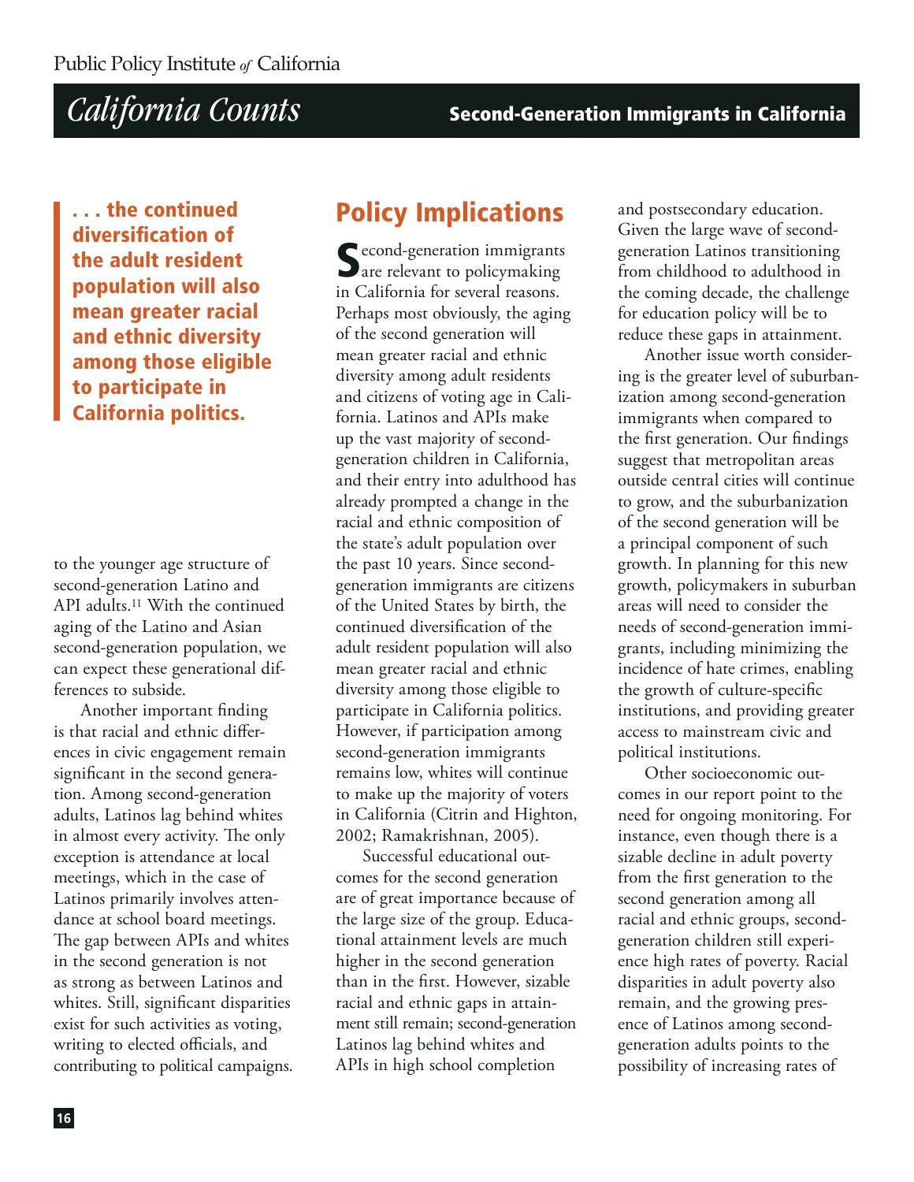> **. . . the continued diversification of the adult resident population will also mean greater racial and ethnic diversity among those eligible to participate in California politics.**

to the younger age structure of second-generation Latino and API adults.[11] With the continued aging of the Latino and Asian second-generation population, we can expect these generational differences to subside.

Another important finding is that racial and ethnic differences in civic engagement remain significant in the second generation. Among second-generation adults, Latinos lag behind whites in almost every activity. The only exception is attendance at local meetings, which in the case of Latinos primarily involves attendance at school board meetings. The gap between APIs and whites in the second generation is not as strong as between Latinos and whites. Still, significant disparities exist for such activities as voting, writing to elected officials, and contributing to political campaigns.

## Policy Implications

Second-generation immigrants are relevant to policymaking in California for several reasons. Perhaps most obviously, the aging of the second generation will mean greater racial and ethnic diversity among adult residents and citizens of voting age in California. Latinos and APIs make up the vast majority of second-generation children in California, and their entry into adulthood has already prompted a change in the racial and ethnic composition of the state's adult population over the past 10 years. Since second-generation immigrants are citizens of the United States by birth, the continued diversification of the adult resident population will also mean greater racial and ethnic diversity among those eligible to participate in California politics. However, if participation among second-generation immigrants remains low, whites will continue to make up the majority of voters in California (Citrin and Highton, 2002; Ramakrishnan, 2005).

Successful educational outcomes for the second generation are of great importance because of the large size of the group. Educational attainment levels are much higher in the second generation than in the first. However, sizable racial and ethnic gaps in attainment still remain; second-generation Latinos lag behind whites and APIs in high school completion and postsecondary education. Given the large wave of second-generation Latinos transitioning from childhood to adulthood in the coming decade, the challenge for education policy will be to reduce these gaps in attainment.

Another issue worth considering is the greater level of suburbanization among second-generation immigrants when compared to the first generation. Our findings suggest that metropolitan areas outside central cities will continue to grow, and the suburbanization of the second generation will be a principal component of such growth. In planning for this new growth, policymakers in suburban areas will need to consider the needs of second-generation immigrants, including minimizing the incidence of hate crimes, enabling the growth of culture-specific institutions, and providing greater access to mainstream civic and political institutions.

Other socioeconomic outcomes in our report point to the need for ongoing monitoring. For instance, even though there is a sizable decline in adult poverty from the first generation to the second generation among all racial and ethnic groups, second-generation children still experience high rates of poverty. Racial disparities in adult poverty also remain, and the growing presence of Latinos among second-generation adults points to the possibility of increasing rates of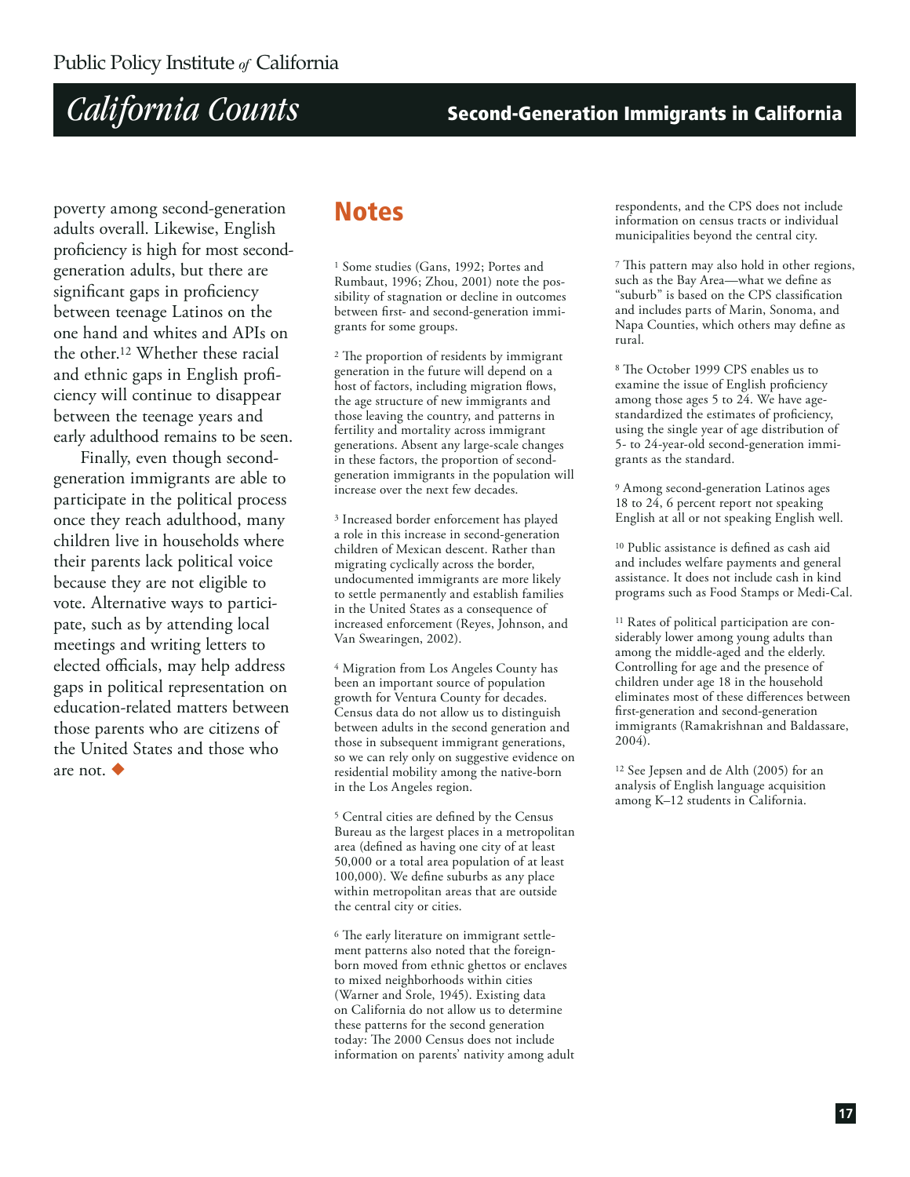poverty among second-generation adults overall. Likewise, English proficiency is high for most second-generation adults, but there are significant gaps in proficiency between teenage Latinos on the one hand and whites and APIs on the other.[12] Whether these racial and ethnic gaps in English proficiency will continue to disappear between the teenage years and early adulthood remains to be seen.

Finally, even though second-generation immigrants are able to participate in the political process once they reach adulthood, many children live in households where their parents lack political voice because they are not eligible to vote. Alternative ways to participate, such as by attending local meetings and writing letters to elected officials, may help address gaps in political representation on education-related matters between those parents who are citizens of the United States and those who are not. ◆

## Notes

[1] Some studies (Gans, 1992; Portes and Rumbaut, 1996; Zhou, 2001) note the possibility of stagnation or decline in outcomes between first- and second-generation immigrants for some groups.

[2] The proportion of residents by immigrant generation in the future will depend on a host of factors, including migration flows, the age structure of new immigrants and those leaving the country, and patterns in fertility and mortality across immigrant generations. Absent any large-scale changes in these factors, the proportion of second-generation immigrants in the population will increase over the next few decades.

[3] Increased border enforcement has played a role in this increase in second-generation children of Mexican descent. Rather than migrating cyclically across the border, undocumented immigrants are more likely to settle permanently and establish families in the United States as a consequence of increased enforcement (Reyes, Johnson, and Van Swearingen, 2002).

[4] Migration from Los Angeles County has been an important source of population growth for Ventura County for decades. Census data do not allow us to distinguish between adults in the second generation and those in subsequent immigrant generations, so we can rely only on suggestive evidence on residential mobility among the native-born in the Los Angeles region.

[5] Central cities are defined by the Census Bureau as the largest places in a metropolitan area (defined as having one city of at least 50,000 or a total area population of at least 100,000). We define suburbs as any place within metropolitan areas that are outside the central city or cities.

[6] The early literature on immigrant settlement patterns also noted that the foreign-born moved from ethnic ghettos or enclaves to mixed neighborhoods within cities (Warner and Srole, 1945). Existing data on California do not allow us to determine these patterns for the second generation today: The 2000 Census does not include information on parents' nativity among adult respondents, and the CPS does not include information on census tracts or individual municipalities beyond the central city.

[7] This pattern may also hold in other regions, such as the Bay Area—what we define as "suburb" is based on the CPS classification and includes parts of Marin, Sonoma, and Napa Counties, which others may define as rural.

[8] The October 1999 CPS enables us to examine the issue of English proficiency among those ages 5 to 24. We have age-standardized the estimates of proficiency, using the single year of age distribution of 5- to 24-year-old second-generation immigrants as the standard.

[9] Among second-generation Latinos ages 18 to 24, 6 percent report not speaking English at all or not speaking English well.

[10] Public assistance is defined as cash aid and includes welfare payments and general assistance. It does not include cash in kind programs such as Food Stamps or Medi-Cal.

[11] Rates of political participation are considerably lower among young adults than among the middle-aged and the elderly. Controlling for age and the presence of children under age 18 in the household eliminates most of these differences between first-generation and second-generation immigrants (Ramakrishnan and Baldassare, 2004).

[12] See Jepsen and de Alth (2005) for an analysis of English language acquisition among K–12 students in California.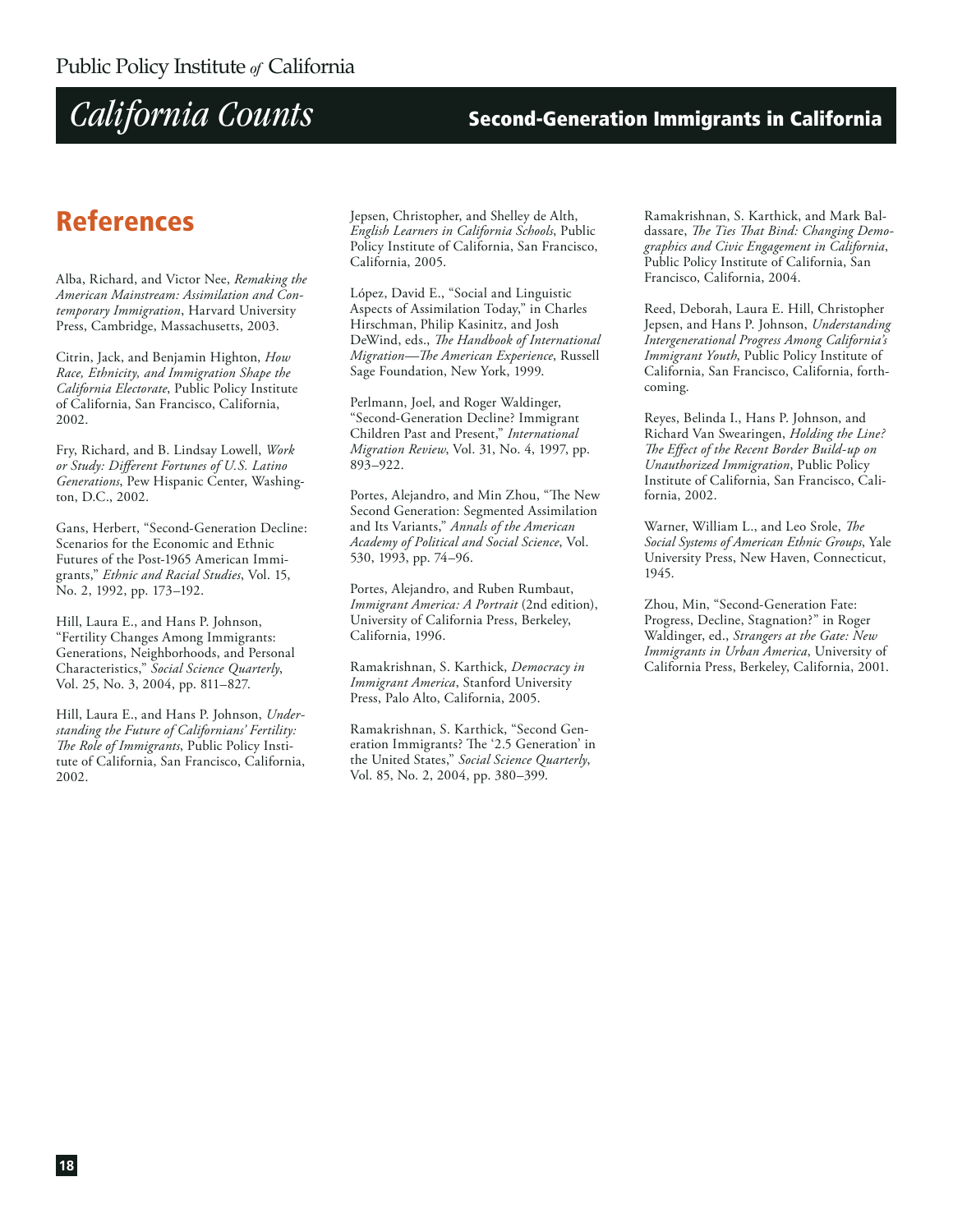## References

Alba, Richard, and Victor Nee, *Remaking the American Mainstream: Assimilation and Contemporary Immigration*, Harvard University Press, Cambridge, Massachusetts, 2003.

Citrin, Jack, and Benjamin Highton, *How Race, Ethnicity, and Immigration Shape the California Electorate*, Public Policy Institute of California, San Francisco, California, 2002.

Fry, Richard, and B. Lindsay Lowell, *Work or Study: Different Fortunes of U.S. Latino Generations*, Pew Hispanic Center, Washington, D.C., 2002.

Gans, Herbert, "Second-Generation Decline: Scenarios for the Economic and Ethnic Futures of the Post-1965 American Immigrants," *Ethnic and Racial Studies*, Vol. 15, No. 2, 1992, pp. 173–192.

Hill, Laura E., and Hans P. Johnson, "Fertility Changes Among Immigrants: Generations, Neighborhoods, and Personal Characteristics," *Social Science Quarterly*, Vol. 25, No. 3, 2004, pp. 811–827.

Hill, Laura E., and Hans P. Johnson, *Understanding the Future of Californians' Fertility: The Role of Immigrants*, Public Policy Institute of California, San Francisco, California, 2002.

Jepsen, Christopher, and Shelley de Alth, *English Learners in California Schools*, Public Policy Institute of California, San Francisco, California, 2005.

López, David E., "Social and Linguistic Aspects of Assimilation Today," in Charles Hirschman, Philip Kasinitz, and Josh DeWind, eds., *The Handbook of International Migration—The American Experience*, Russell Sage Foundation, New York, 1999.

Perlmann, Joel, and Roger Waldinger, "Second-Generation Decline? Immigrant Children Past and Present," *International Migration Review*, Vol. 31, No. 4, 1997, pp. 893–922.

Portes, Alejandro, and Min Zhou, "The New Second Generation: Segmented Assimilation and Its Variants," *Annals of the American Academy of Political and Social Science*, Vol. 530, 1993, pp. 74–96.

Portes, Alejandro, and Ruben Rumbaut, *Immigrant America: A Portrait* (2nd edition), University of California Press, Berkeley, California, 1996.

Ramakrishnan, S. Karthick, *Democracy in Immigrant America*, Stanford University Press, Palo Alto, California, 2005.

Ramakrishnan, S. Karthick, "Second Generation Immigrants? The '2.5 Generation' in the United States," *Social Science Quarterly*, Vol. 85, No. 2, 2004, pp. 380–399.

Ramakrishnan, S. Karthick, and Mark Baldassare, *The Ties That Bind: Changing Demographics and Civic Engagement in California*, Public Policy Institute of California, San Francisco, California, 2004.

Reed, Deborah, Laura E. Hill, Christopher Jepsen, and Hans P. Johnson, *Understanding Intergenerational Progress Among California's Immigrant Youth*, Public Policy Institute of California, San Francisco, California, forthcoming.

Reyes, Belinda I., Hans P. Johnson, and Richard Van Swearingen, *Holding the Line? The Effect of the Recent Border Build-up on Unauthorized Immigration*, Public Policy Institute of California, San Francisco, California, 2002.

Warner, William L., and Leo Srole, *The Social Systems of American Ethnic Groups*, Yale University Press, New Haven, Connecticut, 1945.

Zhou, Min, "Second-Generation Fate: Progress, Decline, Stagnation?" in Roger Waldinger, ed., *Strangers at the Gate: New Immigrants in Urban America*, University of California Press, Berkeley, California, 2001.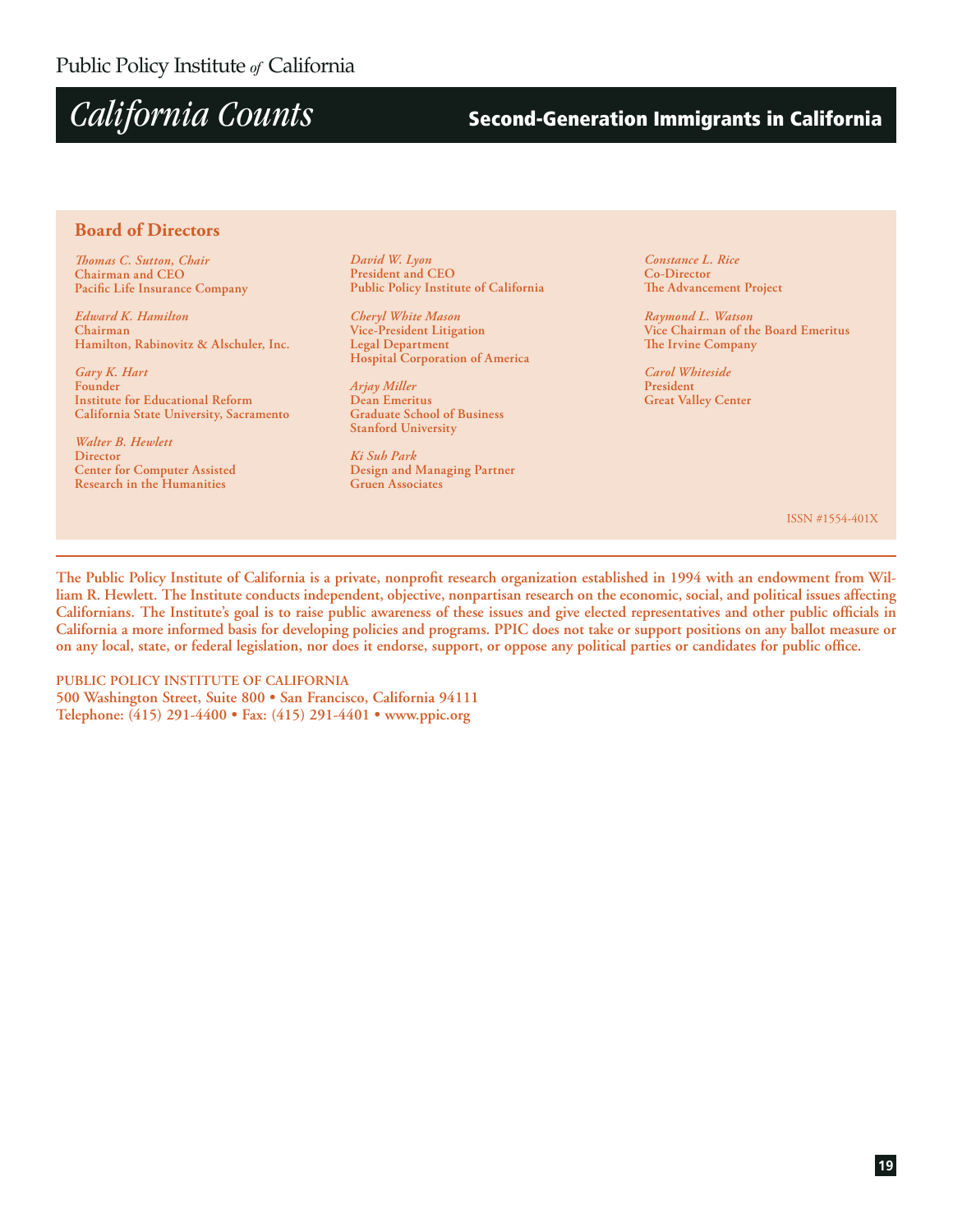## Board of Directors

*Thomas C. Sutton, Chair*
**Chairman and CEO**
**Pacific Life Insurance Company**

*Edward K. Hamilton*
**Chairman**
**Hamilton, Rabinovitz & Alschuler, Inc.**

*Gary K. Hart*
**Founder**
**Institute for Educational Reform**
**California State University, Sacramento**

*Walter B. Hewlett*
**Director**
**Center for Computer Assisted Research in the Humanities**

*David W. Lyon*
**President and CEO**
**Public Policy Institute of California**

*Cheryl White Mason*
**Vice-President Litigation**
**Legal Department**
**Hospital Corporation of America**

*Arjay Miller*
**Dean Emeritus**
**Graduate School of Business**
**Stanford University**

*Ki Suh Park*
**Design and Managing Partner**
**Gruen Associates**

*Constance L. Rice*
**Co-Director**
**The Advancement Project**

*Raymond L. Watson*
**Vice Chairman of the Board Emeritus**
**The Irvine Company**

*Carol Whiteside*
**President**
**Great Valley Center**

ISSN #1554-401X

**The Public Policy Institute of California is a private, nonprofit research organization established in 1994 with an endowment from William R. Hewlett. The Institute conducts independent, objective, nonpartisan research on the economic, social, and political issues affecting Californians. The Institute's goal is to raise public awareness of these issues and give elected representatives and other public officials in California a more informed basis for developing policies and programs. PPIC does not take or support positions on any ballot measure or on any local, state, or federal legislation, nor does it endorse, support, or oppose any political parties or candidates for public office.**

**PUBLIC POLICY INSTITUTE OF CALIFORNIA**
**500 Washington Street, Suite 800 • San Francisco, California 94111**
**Telephone: (415) 291-4400 • Fax: (415) 291-4401 • www.ppic.org**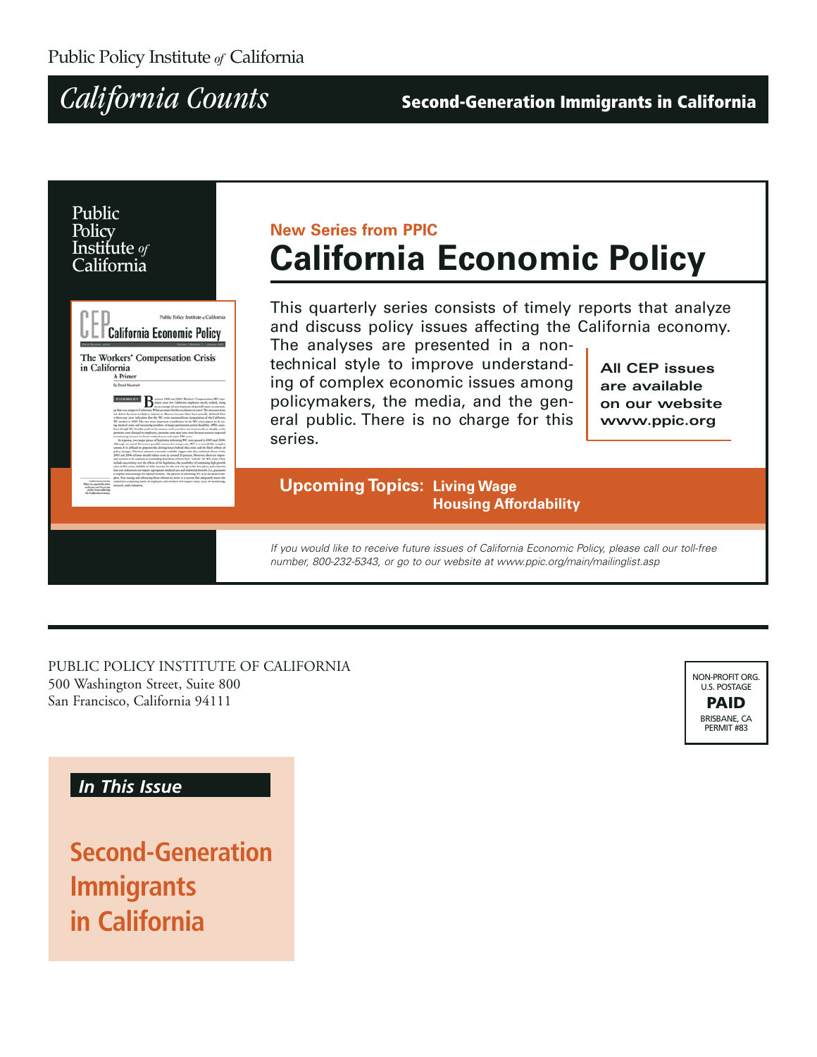Public Policy Institute *of* California

*California Counts* **Second-Generation Immigrants in California**

Public Policy Institute *of* California

## New Series from PPIC

# California Economic Policy

This quarterly series consists of timely reports that analyze and discuss policy issues affecting the California economy. The analyses are presented in a nontechnical style to improve understanding of complex economic issues among policymakers, the media, and the general public. There is no charge for this series.

**All CEP issues are available on our website www.ppic.org**

**Upcoming Topics: Living Wage**
**Housing Affordability**

*If you would like to receive future issues of California Economic Policy, please call our toll-free number, 800-232-5343, or go to our website at www.ppic.org/main/mailinglist.asp*

PUBLIC POLICY INSTITUTE OF CALIFORNIA
500 Washington Street, Suite 800
San Francisco, California 94111

NON-PROFIT ORG.
U.S. POSTAGE
**PAID**
BRISBANE, CA
PERMIT #83

***In This Issue***

## Second-Generation Immigrants in California